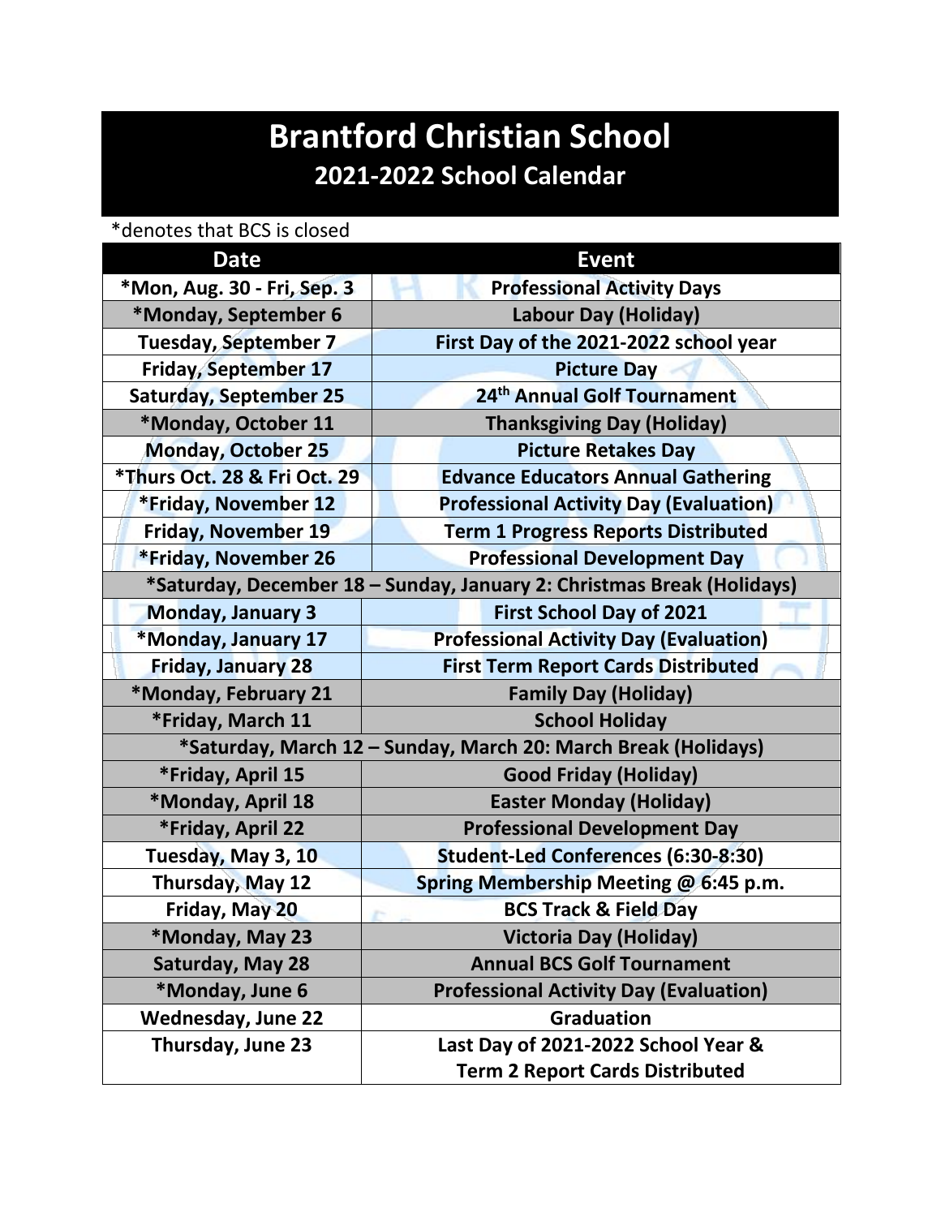# Brantford Christian School

## 2021-2022 School Calendar

*denotes that BCS is closed

| Date | Event |
|---|---|
| *Mon, Aug. 30 - Fri, Sep. 3 | Professional Activity Days |
| *Monday, September 6 | Labour Day (Holiday) |
| Tuesday, September 7 | First Day of the 2021-2022 school year |
| Friday, September 17 | Picture Day |
| Saturday, September 25 | 24th Annual Golf Tournament |
| *Monday, October 11 | Thanksgiving Day (Holiday) |
| Monday, October 25 | Picture Retakes Day |
| *Thurs Oct. 28 & Fri Oct. 29 | Edvance Educators Annual Gathering |
| *Friday, November 12 | Professional Activity Day (Evaluation) |
| Friday, November 19 | Term 1 Progress Reports Distributed |
| *Friday, November 26 | Professional Development Day |
| *Saturday, December 18 – Sunday, January 2: Christmas Break (Holidays) | |
| Monday, January 3 | First School Day of 2021 |
| *Monday, January 17 | Professional Activity Day (Evaluation) |
| Friday, January 28 | First Term Report Cards Distributed |
| *Monday, February 21 | Family Day (Holiday) |
| *Friday, March 11 | School Holiday |
| *Saturday, March 12 – Sunday, March 20: March Break (Holidays) | |
| *Friday, April 15 | Good Friday (Holiday) |
| *Monday, April 18 | Easter Monday (Holiday) |
| *Friday, April 22 | Professional Development Day |
| Tuesday, May 3, 10 | Student-Led Conferences (6:30-8:30) |
| Thursday, May 12 | Spring Membership Meeting @ 6:45 p.m. |
| Friday, May 20 | BCS Track & Field Day |
| *Monday, May 23 | Victoria Day (Holiday) |
| Saturday, May 28 | Annual BCS Golf Tournament |
| *Monday, June 6 | Professional Activity Day (Evaluation) |
| Wednesday, June 22 | Graduation |
| Thursday, June 23 | Last Day of 2021-2022 School Year & Term 2 Report Cards Distributed |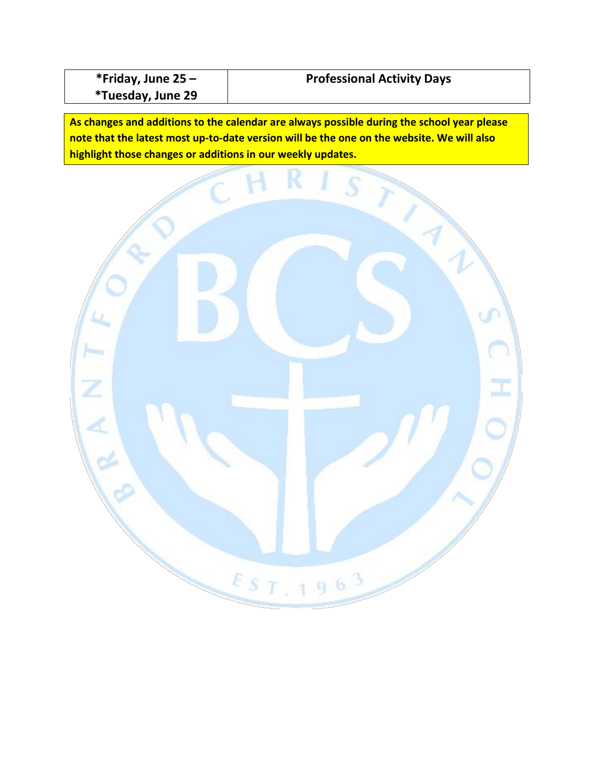| | |
|---|---|
| **\*Friday, June 25 – \*Tuesday, June 29** | **Professional Activity Days** |

**As changes and additions to the calendar are always possible during the school year please note that the latest most up-to-date version will be the one on the website. We will also highlight those changes or additions in our weekly updates.**